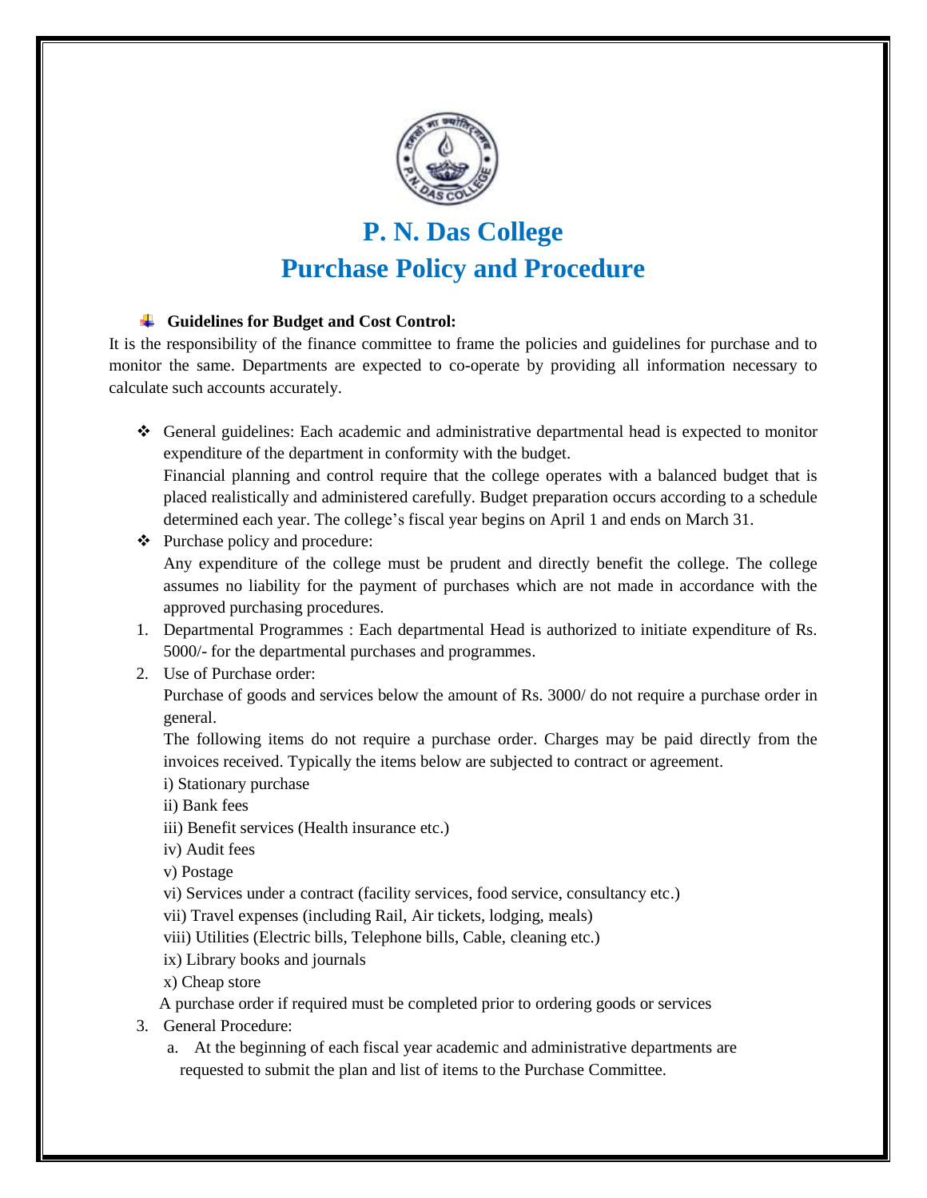# P. N. Das College
# Purchase Policy and Procedure

- **Guidelines for Budget and Cost Control:**

It is the responsibility of the finance committee to frame the policies and guidelines for purchase and to monitor the same. Departments are expected to co-operate by providing all information necessary to calculate such accounts accurately.

- General guidelines: Each academic and administrative departmental head is expected to monitor expenditure of the department in conformity with the budget.
  Financial planning and control require that the college operates with a balanced budget that is placed realistically and administered carefully. Budget preparation occurs according to a schedule determined each year. The college's fiscal year begins on April 1 and ends on March 31.
- Purchase policy and procedure:
  Any expenditure of the college must be prudent and directly benefit the college. The college assumes no liability for the payment of purchases which are not made in accordance with the approved purchasing procedures.

1. Departmental Programmes : Each departmental Head is authorized to initiate expenditure of Rs. 5000/- for the departmental purchases and programmes.
2. Use of Purchase order:
   Purchase of goods and services below the amount of Rs. 3000/ do not require a purchase order in general.
   The following items do not require a purchase order. Charges may be paid directly from the invoices received. Typically the items below are subjected to contract or agreement.
   i) Stationary purchase
   ii) Bank fees
   iii) Benefit services (Health insurance etc.)
   iv) Audit fees
   v) Postage
   vi) Services under a contract (facility services, food service, consultancy etc.)
   vii) Travel expenses (including Rail, Air tickets, lodging, meals)
   viii) Utilities (Electric bills, Telephone bills, Cable, cleaning etc.)
   ix) Library books and journals
   x) Cheap store
   A purchase order if required must be completed prior to ordering goods or services
3. General Procedure:
   a. At the beginning of each fiscal year academic and administrative departments are requested to submit the plan and list of items to the Purchase Committee.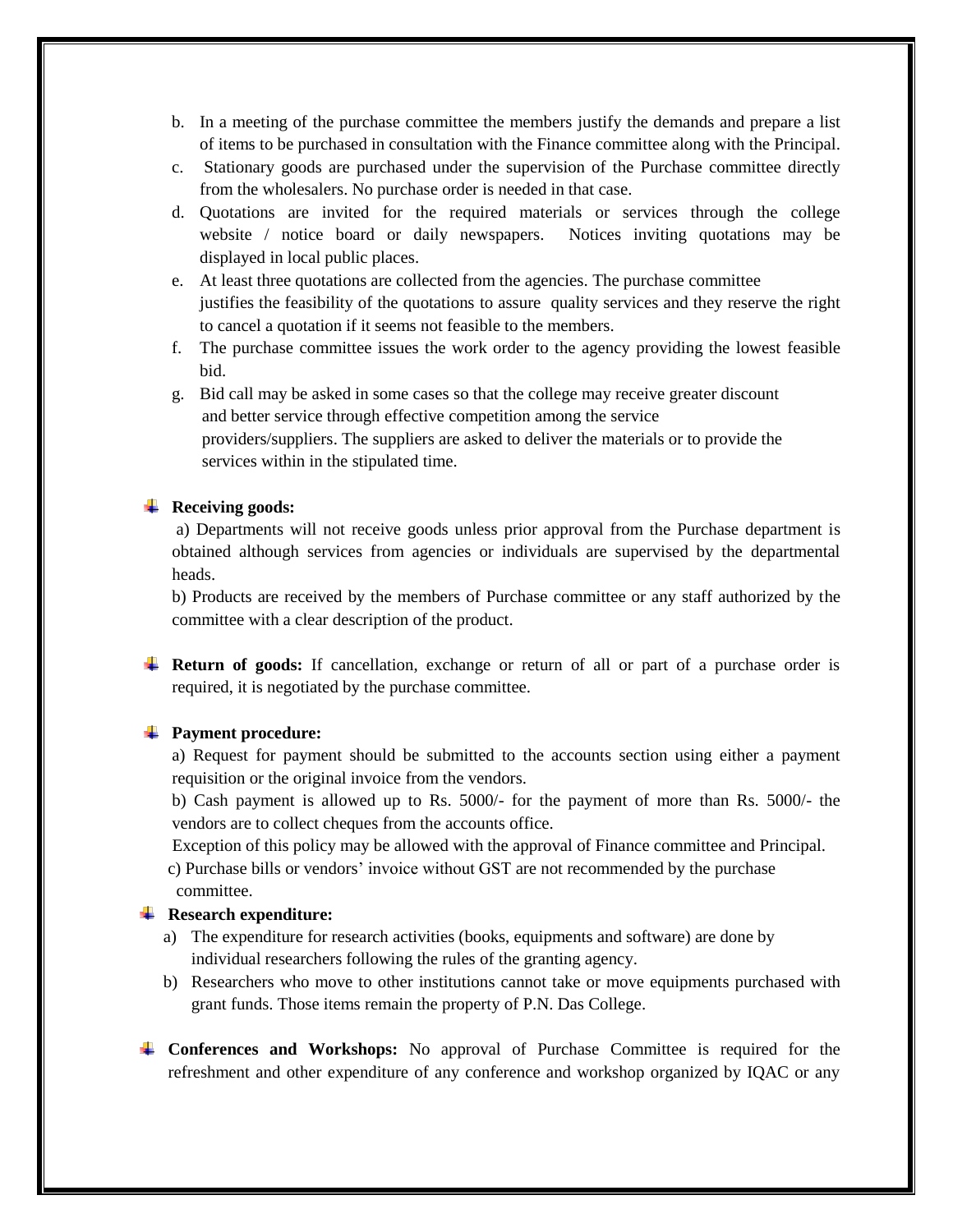b. In a meeting of the purchase committee the members justify the demands and prepare a list of items to be purchased in consultation with the Finance committee along with the Principal.
c. Stationary goods are purchased under the supervision of the Purchase committee directly from the wholesalers. No purchase order is needed in that case.
d. Quotations are invited for the required materials or services through the college website / notice board or daily newspapers. Notices inviting quotations may be displayed in local public places.
e. At least three quotations are collected from the agencies. The purchase committee justifies the feasibility of the quotations to assure quality services and they reserve the right to cancel a quotation if it seems not feasible to the members.
f. The purchase committee issues the work order to the agency providing the lowest feasible bid.
g. Bid call may be asked in some cases so that the college may receive greater discount and better service through effective competition among the service providers/suppliers. The suppliers are asked to deliver the materials or to provide the services within in the stipulated time.

- **Receiving goods:**

  a) Departments will not receive goods unless prior approval from the Purchase department is obtained although services from agencies or individuals are supervised by the departmental heads.

  b) Products are received by the members of Purchase committee or any staff authorized by the committee with a clear description of the product.

- **Return of goods:** If cancellation, exchange or return of all or part of a purchase order is required, it is negotiated by the purchase committee.

- **Payment procedure:**

  a) Request for payment should be submitted to the accounts section using either a payment requisition or the original invoice from the vendors.

  b) Cash payment is allowed up to Rs. 5000/- for the payment of more than Rs. 5000/- the vendors are to collect cheques from the accounts office.

  Exception of this policy may be allowed with the approval of Finance committee and Principal.

  c) Purchase bills or vendors' invoice without GST are not recommended by the purchase committee.

- **Research expenditure:**

  a) The expenditure for research activities (books, equipments and software) are done by individual researchers following the rules of the granting agency.

  b) Researchers who move to other institutions cannot take or move equipments purchased with grant funds. Those items remain the property of P.N. Das College.

- **Conferences and Workshops:** No approval of Purchase Committee is required for the refreshment and other expenditure of any conference and workshop organized by IQAC or any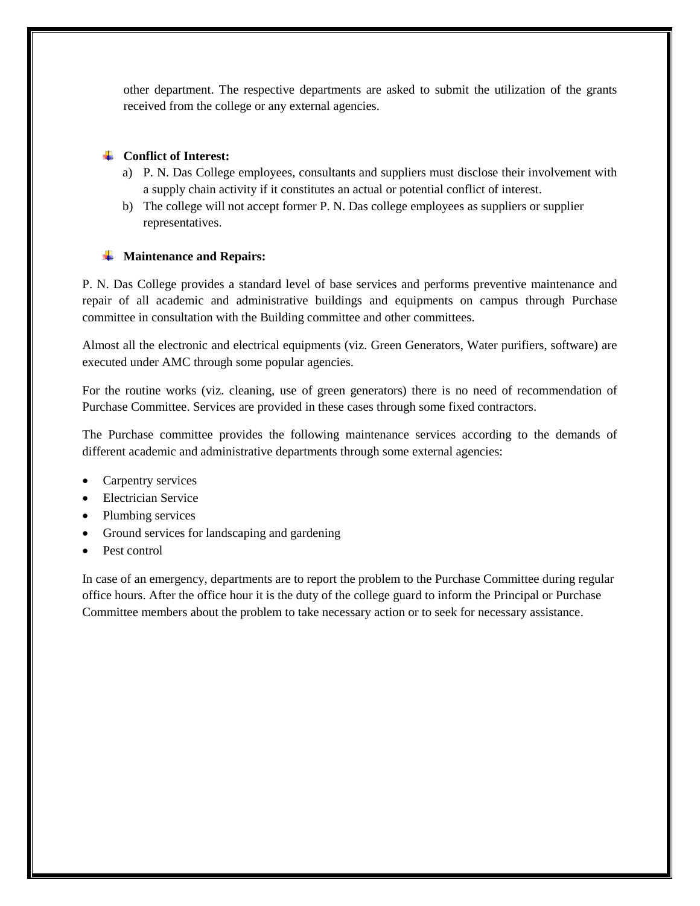other department. The respective departments are asked to submit the utilization of the grants received from the college or any external agencies.

- **Conflict of Interest:**
  a) P. N. Das College employees, consultants and suppliers must disclose their involvement with a supply chain activity if it constitutes an actual or potential conflict of interest.
  b) The college will not accept former P. N. Das college employees as suppliers or supplier representatives.

- **Maintenance and Repairs:**

P. N. Das College provides a standard level of base services and performs preventive maintenance and repair of all academic and administrative buildings and equipments on campus through Purchase committee in consultation with the Building committee and other committees.

Almost all the electronic and electrical equipments (viz. Green Generators, Water purifiers, software) are executed under AMC through some popular agencies.

For the routine works (viz. cleaning, use of green generators) there is no need of recommendation of Purchase Committee. Services are provided in these cases through some fixed contractors.

The Purchase committee provides the following maintenance services according to the demands of different academic and administrative departments through some external agencies:

- Carpentry services
- Electrician Service
- Plumbing services
- Ground services for landscaping and gardening
- Pest control

In case of an emergency, departments are to report the problem to the Purchase Committee during regular office hours. After the office hour it is the duty of the college guard to inform the Principal or Purchase Committee members about the problem to take necessary action or to seek for necessary assistance.